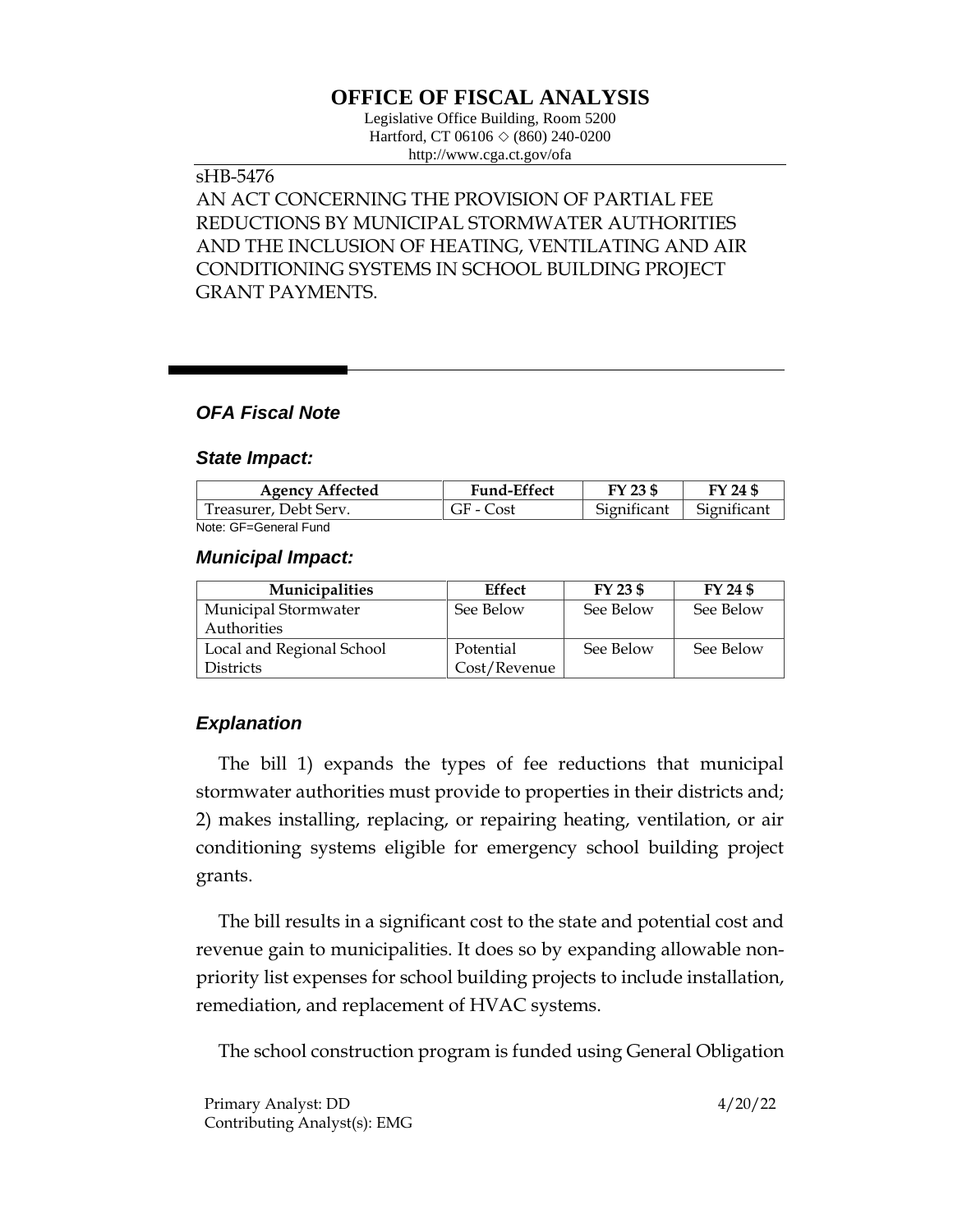# OFFICE OF FISCAL ANALYSIS

Legislative Office Building, Room 5200
Hartford, CT 06106 ◇ (860) 240-0200
http://www.cga.ct.gov/ofa

sHB-5476
AN ACT CONCERNING THE PROVISION OF PARTIAL FEE REDUCTIONS BY MUNICIPAL STORMWATER AUTHORITIES AND THE INCLUSION OF HEATING, VENTILATING AND AIR CONDITIONING SYSTEMS IN SCHOOL BUILDING PROJECT GRANT PAYMENTS.

## *OFA Fiscal Note*

### *State Impact:*

| Agency Affected | Fund-Effect | FY 23 $ | FY 24 $ |
|---|---|---|---|
| Treasurer, Debt Serv. | GF - Cost | Significant | Significant |

Note: GF=General Fund

### *Municipal Impact:*

| Municipalities | Effect | FY 23 $ | FY 24 $ |
|---|---|---|---|
| Municipal Stormwater Authorities | See Below | See Below | See Below |
| Local and Regional School Districts | Potential Cost/Revenue | See Below | See Below |

### *Explanation*

The bill 1) expands the types of fee reductions that municipal stormwater authorities must provide to properties in their districts and; 2) makes installing, replacing, or repairing heating, ventilation, or air conditioning systems eligible for emergency school building project grants.

The bill results in a significant cost to the state and potential cost and revenue gain to municipalities. It does so by expanding allowable non-priority list expenses for school building projects to include installation, remediation, and replacement of HVAC systems.

The school construction program is funded using General Obligation

Primary Analyst: DD
Contributing Analyst(s): EMG

4/20/22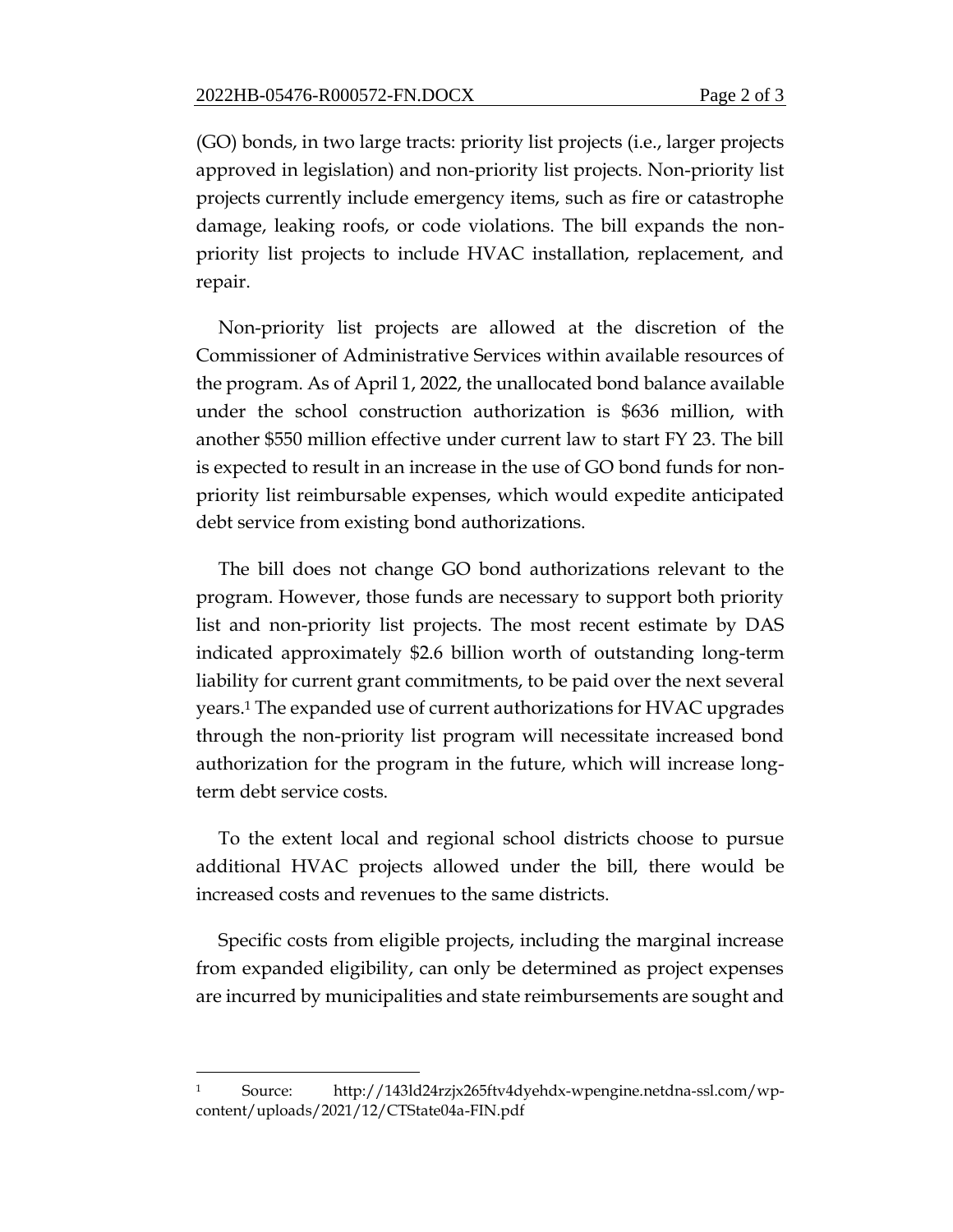(GO) bonds, in two large tracts: priority list projects (i.e., larger projects approved in legislation) and non-priority list projects. Non-priority list projects currently include emergency items, such as fire or catastrophe damage, leaking roofs, or code violations. The bill expands the non-priority list projects to include HVAC installation, replacement, and repair.

Non-priority list projects are allowed at the discretion of the Commissioner of Administrative Services within available resources of the program. As of April 1, 2022, the unallocated bond balance available under the school construction authorization is $636 million, with another $550 million effective under current law to start FY 23. The bill is expected to result in an increase in the use of GO bond funds for non-priority list reimbursable expenses, which would expedite anticipated debt service from existing bond authorizations.

The bill does not change GO bond authorizations relevant to the program. However, those funds are necessary to support both priority list and non-priority list projects. The most recent estimate by DAS indicated approximately $2.6 billion worth of outstanding long-term liability for current grant commitments, to be paid over the next several years.[1] The expanded use of current authorizations for HVAC upgrades through the non-priority list program will necessitate increased bond authorization for the program in the future, which will increase long-term debt service costs.

To the extent local and regional school districts choose to pursue additional HVAC projects allowed under the bill, there would be increased costs and revenues to the same districts.

Specific costs from eligible projects, including the marginal increase from expanded eligibility, can only be determined as project expenses are incurred by municipalities and state reimbursements are sought and

[1] Source: http://143ld24rzjx265ftv4dyehdx-wpengine.netdna-ssl.com/wp-content/uploads/2021/12/CTState04a-FIN.pdf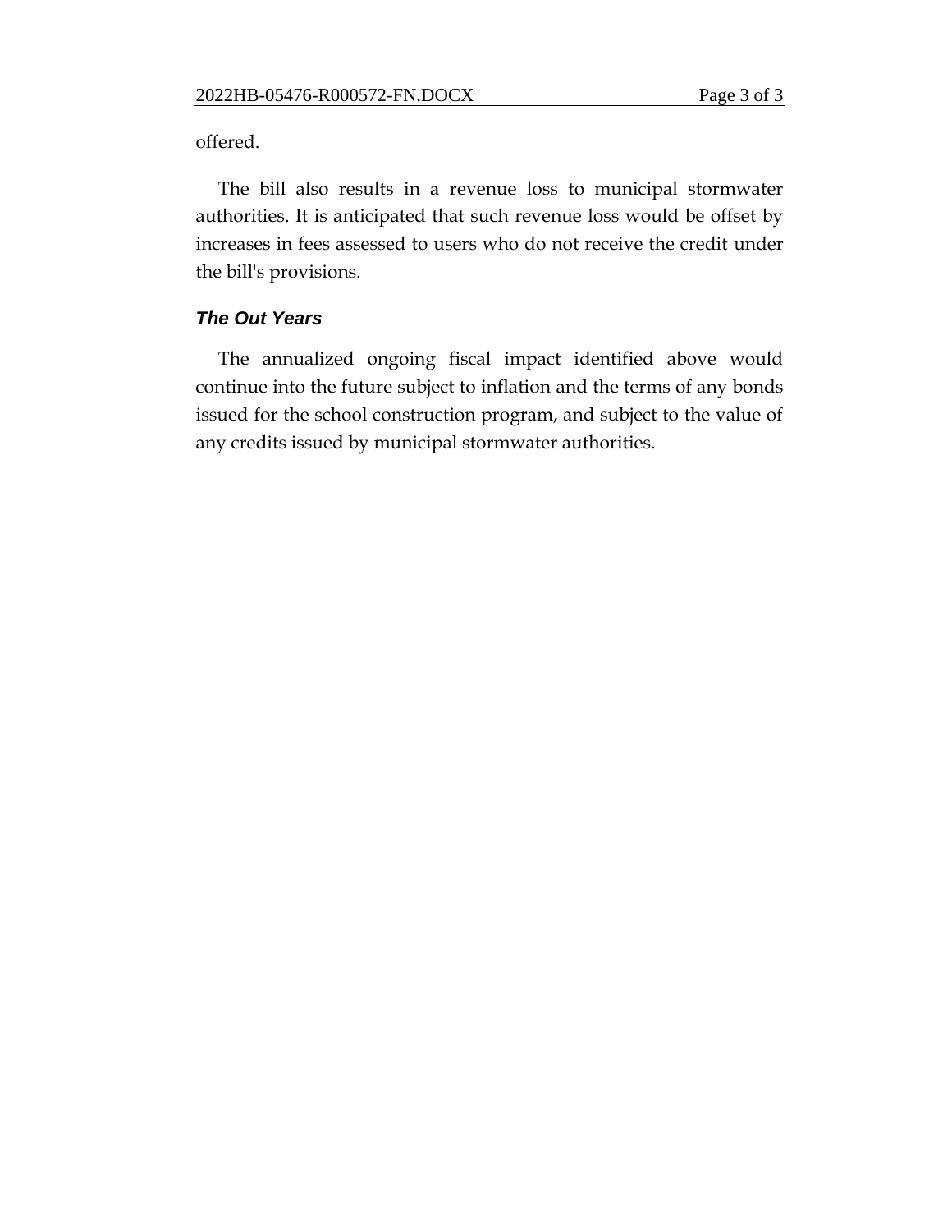offered.

The bill also results in a revenue loss to municipal stormwater authorities. It is anticipated that such revenue loss would be offset by increases in fees assessed to users who do not receive the credit under the bill's provisions.

### *The Out Years*

The annualized ongoing fiscal impact identified above would continue into the future subject to inflation and the terms of any bonds issued for the school construction program, and subject to the value of any credits issued by municipal stormwater authorities.